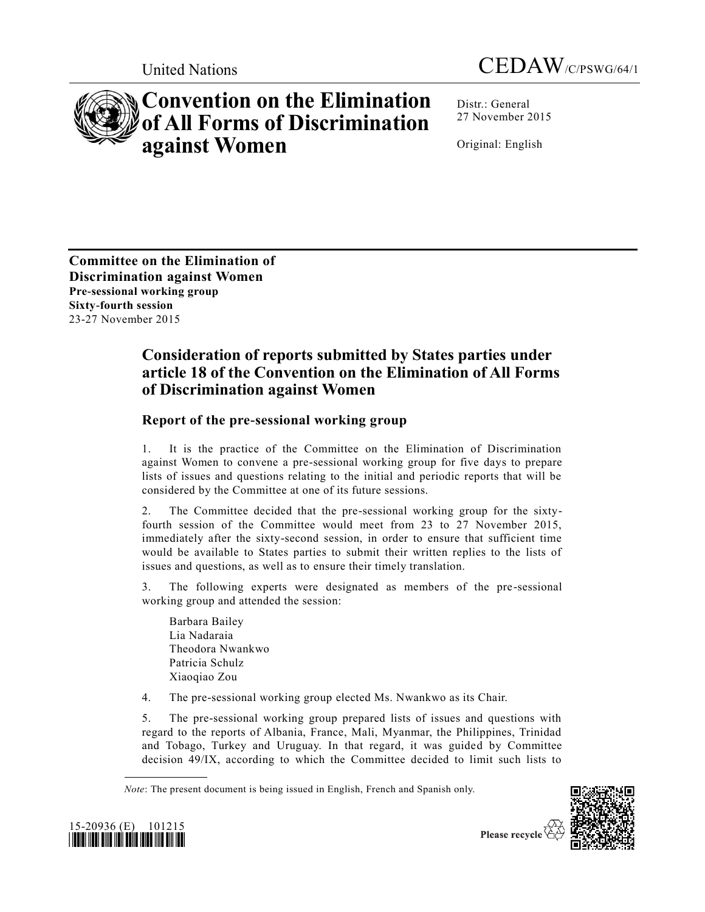United Nations

CEDAW/C/PSWG/64/1

# Convention on the Elimination of All Forms of Discrimination against Women

Distr.: General
27 November 2015

Original: English

**Committee on the Elimination of Discrimination against Women**
**Pre-sessional working group**
**Sixty-fourth session**
23-27 November 2015

## Consideration of reports submitted by States parties under article 18 of the Convention on the Elimination of All Forms of Discrimination against Women

### Report of the pre-sessional working group

1. It is the practice of the Committee on the Elimination of Discrimination against Women to convene a pre-sessional working group for five days to prepare lists of issues and questions relating to the initial and periodic reports that will be considered by the Committee at one of its future sessions.

2. The Committee decided that the pre-sessional working group for the sixty-fourth session of the Committee would meet from 23 to 27 November 2015, immediately after the sixty-second session, in order to ensure that sufficient time would be available to States parties to submit their written replies to the lists of issues and questions, as well as to ensure their timely translation.

3. The following experts were designated as members of the pre-sessional working group and attended the session:

Barbara Bailey
Lia Nadaraia
Theodora Nwankwo
Patricia Schulz
Xiaoqiao Zou

4. The pre-sessional working group elected Ms. Nwankwo as its Chair.

5. The pre-sessional working group prepared lists of issues and questions with regard to the reports of Albania, France, Mali, Myanmar, the Philippines, Trinidad and Tobago, Turkey and Uruguay. In that regard, it was guided by Committee decision 49/IX, according to which the Committee decided to limit such lists to

*Note*: The present document is being issued in English, French and Spanish only.

15-20936 (E) 101215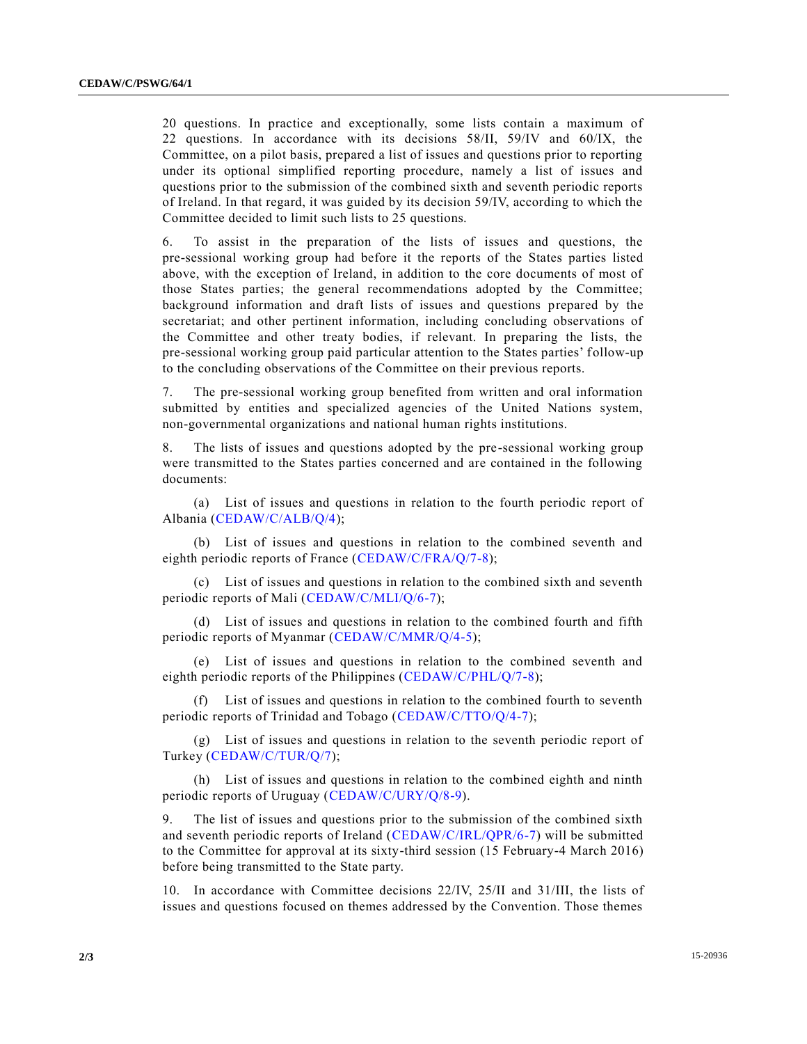20 questions. In practice and exceptionally, some lists contain a maximum of 22 questions. In accordance with its decisions 58/II, 59/IV and 60/IX, the Committee, on a pilot basis, prepared a list of issues and questions prior to reporting under its optional simplified reporting procedure, namely a list of issues and questions prior to the submission of the combined sixth and seventh periodic reports of Ireland. In that regard, it was guided by its decision 59/IV, according to which the Committee decided to limit such lists to 25 questions.

6. To assist in the preparation of the lists of issues and questions, the pre-sessional working group had before it the reports of the States parties listed above, with the exception of Ireland, in addition to the core documents of most of those States parties; the general recommendations adopted by the Committee; background information and draft lists of issues and questions prepared by the secretariat; and other pertinent information, including concluding observations of the Committee and other treaty bodies, if relevant. In preparing the lists, the pre-sessional working group paid particular attention to the States parties' follow-up to the concluding observations of the Committee on their previous reports.

7. The pre-sessional working group benefited from written and oral information submitted by entities and specialized agencies of the United Nations system, non-governmental organizations and national human rights institutions.

8. The lists of issues and questions adopted by the pre-sessional working group were transmitted to the States parties concerned and are contained in the following documents:

(a) List of issues and questions in relation to the fourth periodic report of Albania (CEDAW/C/ALB/Q/4);

(b) List of issues and questions in relation to the combined seventh and eighth periodic reports of France (CEDAW/C/FRA/Q/7-8);

(c) List of issues and questions in relation to the combined sixth and seventh periodic reports of Mali (CEDAW/C/MLI/Q/6-7);

(d) List of issues and questions in relation to the combined fourth and fifth periodic reports of Myanmar (CEDAW/C/MMR/Q/4-5);

(e) List of issues and questions in relation to the combined seventh and eighth periodic reports of the Philippines (CEDAW/C/PHL/Q/7-8);

(f) List of issues and questions in relation to the combined fourth to seventh periodic reports of Trinidad and Tobago (CEDAW/C/TTO/Q/4-7);

(g) List of issues and questions in relation to the seventh periodic report of Turkey (CEDAW/C/TUR/Q/7);

(h) List of issues and questions in relation to the combined eighth and ninth periodic reports of Uruguay (CEDAW/C/URY/Q/8-9).

9. The list of issues and questions prior to the submission of the combined sixth and seventh periodic reports of Ireland (CEDAW/C/IRL/QPR/6-7) will be submitted to the Committee for approval at its sixty-third session (15 February-4 March 2016) before being transmitted to the State party.

10. In accordance with Committee decisions 22/IV, 25/II and 31/III, the lists of issues and questions focused on themes addressed by the Convention. Those themes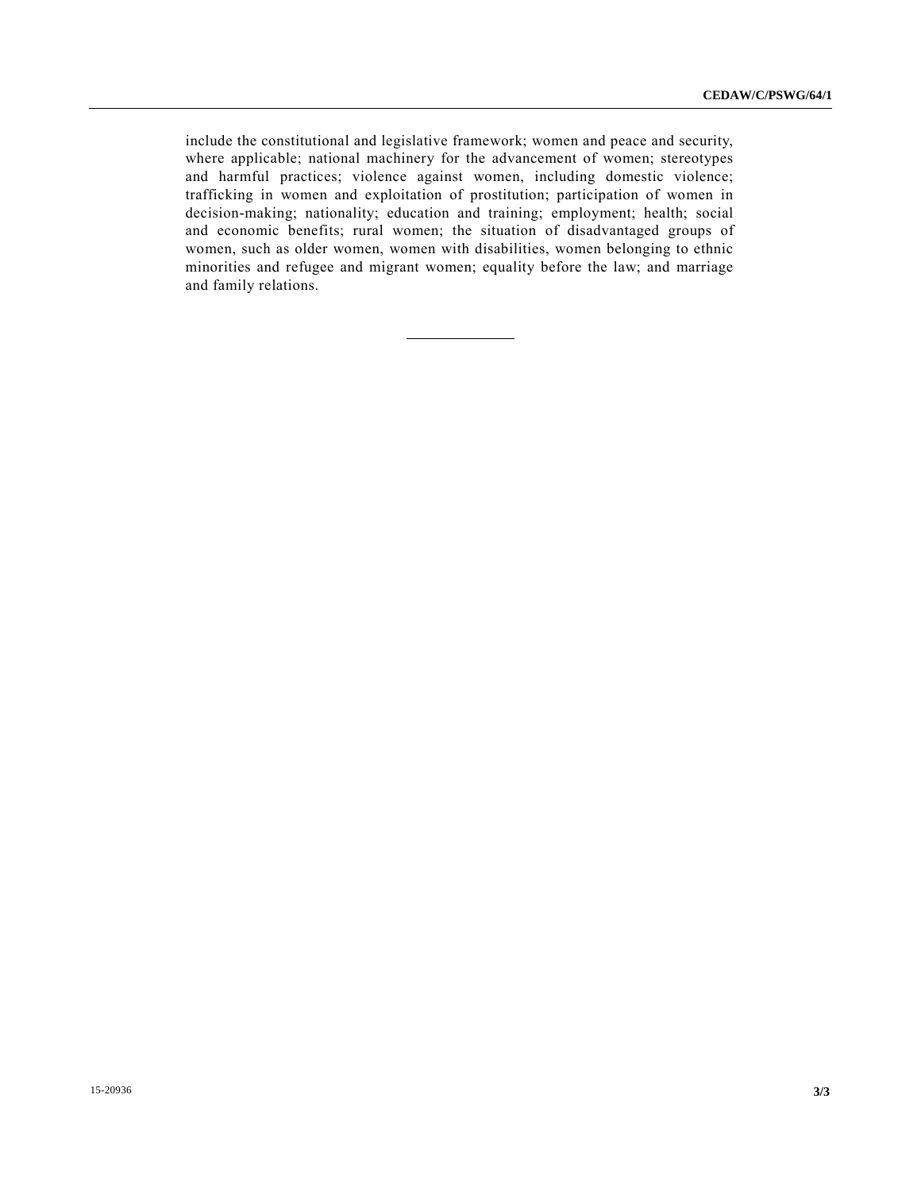include the constitutional and legislative framework; women and peace and security, where applicable; national machinery for the advancement of women; stereotypes and harmful practices; violence against women, including domestic violence; trafficking in women and exploitation of prostitution; participation of women in decision-making; nationality; education and training; employment; health; social and economic benefits; rural women; the situation of disadvantaged groups of women, such as older women, women with disabilities, women belonging to ethnic minorities and refugee and migrant women; equality before the law; and marriage and family relations.